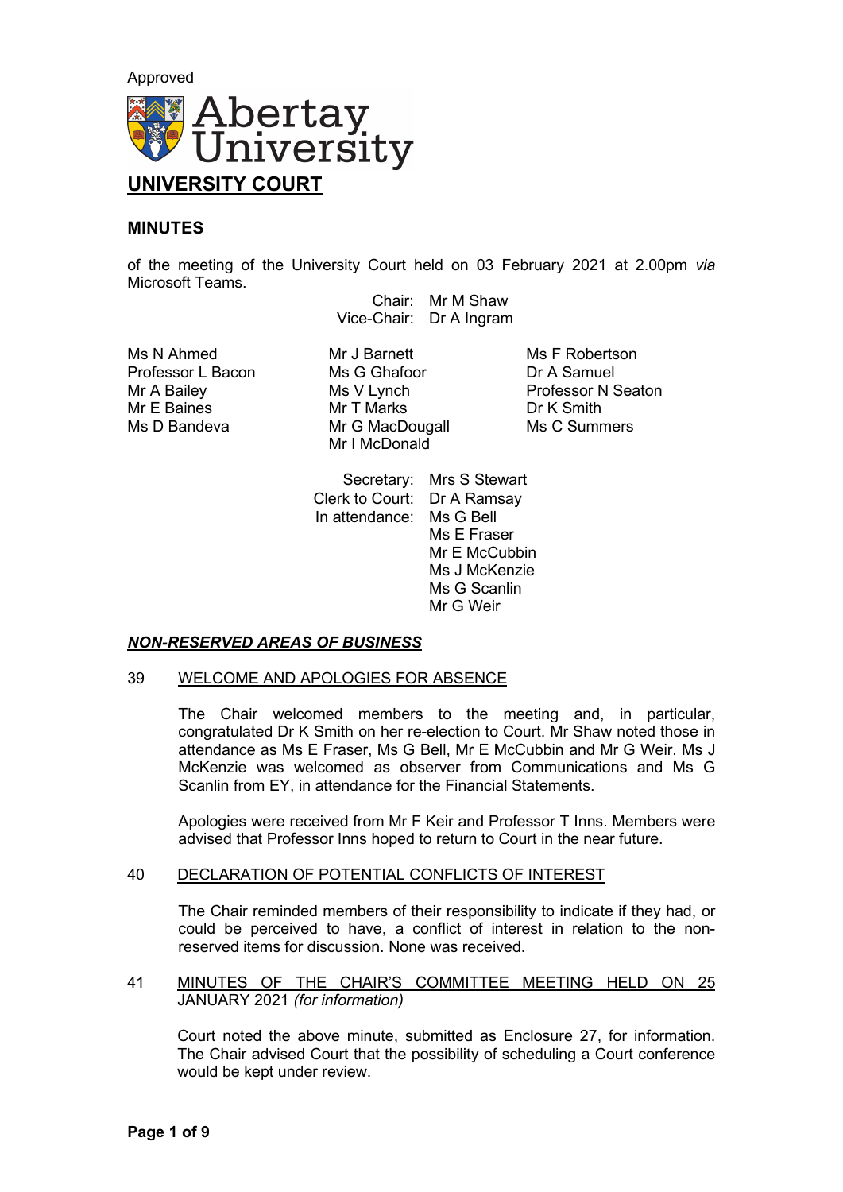Approved

Abertay University

# UNIVERSITY COURT

## MINUTES

of the meeting of the University Court held on 03 February 2021 at 2.00pm *via* Microsoft Teams.

Chair: Mr M Shaw
Vice-Chair: Dr A Ingram

Ms N Ahmed
Professor L Bacon
Mr A Bailey
Mr E Baines
Ms D Bandeva
Mr J Barnett
Ms G Ghafoor
Ms V Lynch
Mr T Marks
Mr G MacDougall
Mr I McDonald
Ms F Robertson
Dr A Samuel
Professor N Seaton
Dr K Smith
Ms C Summers

Secretary: Mrs S Stewart
Clerk to Court: Dr A Ramsay
In attendance: Ms G Bell
Ms E Fraser
Mr E McCubbin
Ms J McKenzie
Ms G Scanlin
Mr G Weir

### *NON-RESERVED AREAS OF BUSINESS*

**39 WELCOME AND APOLOGIES FOR ABSENCE**

The Chair welcomed members to the meeting and, in particular, congratulated Dr K Smith on her re-election to Court. Mr Shaw noted those in attendance as Ms E Fraser, Ms G Bell, Mr E McCubbin and Mr G Weir. Ms J McKenzie was welcomed as observer from Communications and Ms G Scanlin from EY, in attendance for the Financial Statements.

Apologies were received from Mr F Keir and Professor T Inns. Members were advised that Professor Inns hoped to return to Court in the near future.

**40 DECLARATION OF POTENTIAL CONFLICTS OF INTEREST**

The Chair reminded members of their responsibility to indicate if they had, or could be perceived to have, a conflict of interest in relation to the non-reserved items for discussion. None was received.

**41 MINUTES OF THE CHAIR'S COMMITTEE MEETING HELD ON 25 JANUARY 2021** *(for information)*

Court noted the above minute, submitted as Enclosure 27, for information. The Chair advised Court that the possibility of scheduling a Court conference would be kept under review.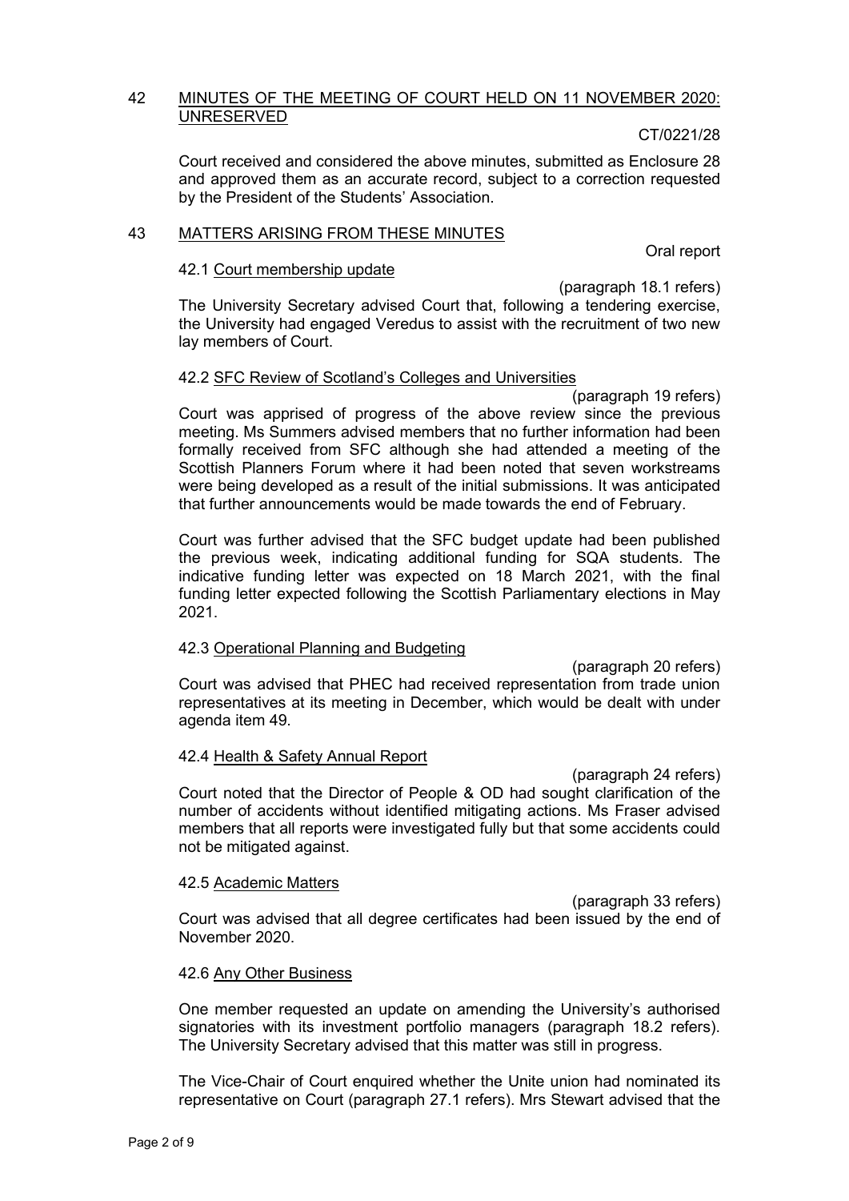## 42 MINUTES OF THE MEETING OF COURT HELD ON 11 NOVEMBER 2020: UNRESERVED

CT/0221/28

Court received and considered the above minutes, submitted as Enclosure 28 and approved them as an accurate record, subject to a correction requested by the President of the Students' Association.

## 43 MATTERS ARISING FROM THESE MINUTES

Oral report

### 42.1 Court membership update

(paragraph 18.1 refers)

The University Secretary advised Court that, following a tendering exercise, the University had engaged Veredus to assist with the recruitment of two new lay members of Court.

### 42.2 SFC Review of Scotland's Colleges and Universities

(paragraph 19 refers)

Court was apprised of progress of the above review since the previous meeting. Ms Summers advised members that no further information had been formally received from SFC although she had attended a meeting of the Scottish Planners Forum where it had been noted that seven workstreams were being developed as a result of the initial submissions. It was anticipated that further announcements would be made towards the end of February.

Court was further advised that the SFC budget update had been published the previous week, indicating additional funding for SQA students. The indicative funding letter was expected on 18 March 2021, with the final funding letter expected following the Scottish Parliamentary elections in May 2021.

### 42.3 Operational Planning and Budgeting

(paragraph 20 refers)

Court was advised that PHEC had received representation from trade union representatives at its meeting in December, which would be dealt with under agenda item 49.

### 42.4 Health & Safety Annual Report

(paragraph 24 refers)

Court noted that the Director of People & OD had sought clarification of the number of accidents without identified mitigating actions. Ms Fraser advised members that all reports were investigated fully but that some accidents could not be mitigated against.

### 42.5 Academic Matters

(paragraph 33 refers)

Court was advised that all degree certificates had been issued by the end of November 2020.

### 42.6 Any Other Business

One member requested an update on amending the University's authorised signatories with its investment portfolio managers (paragraph 18.2 refers). The University Secretary advised that this matter was still in progress.

The Vice-Chair of Court enquired whether the Unite union had nominated its representative on Court (paragraph 27.1 refers). Mrs Stewart advised that the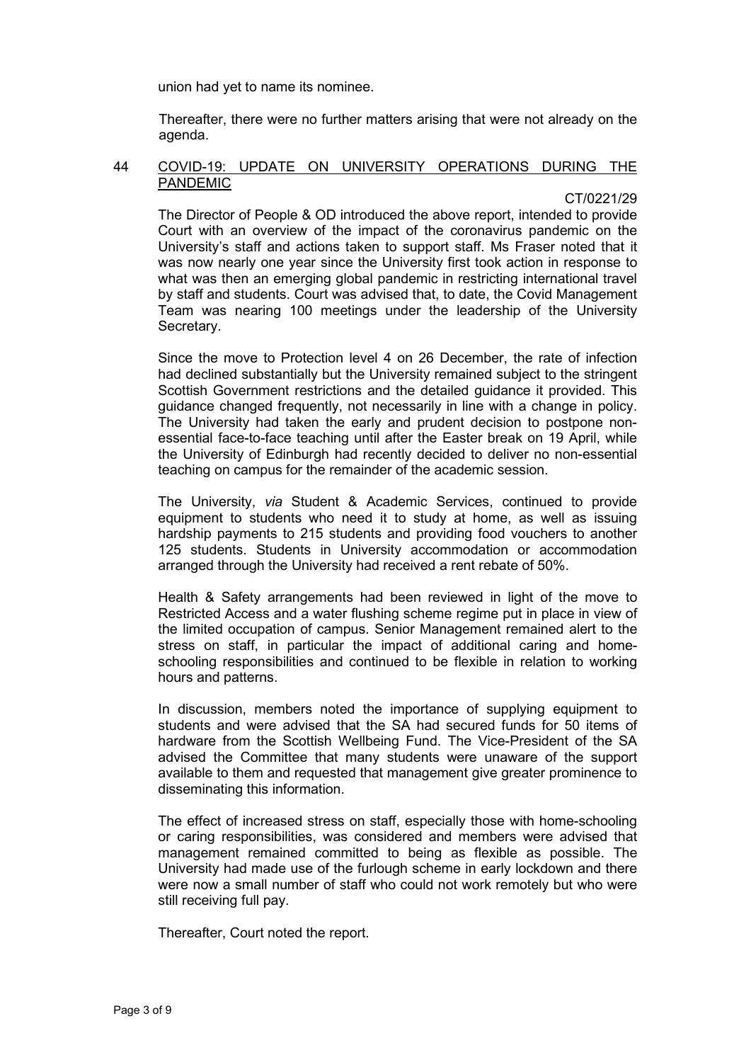union had yet to name its nominee.

Thereafter, there were no further matters arising that were not already on the agenda.

## 44 COVID-19: UPDATE ON UNIVERSITY OPERATIONS DURING THE PANDEMIC

CT/0221/29

The Director of People & OD introduced the above report, intended to provide Court with an overview of the impact of the coronavirus pandemic on the University's staff and actions taken to support staff. Ms Fraser noted that it was now nearly one year since the University first took action in response to what was then an emerging global pandemic in restricting international travel by staff and students. Court was advised that, to date, the Covid Management Team was nearing 100 meetings under the leadership of the University Secretary.

Since the move to Protection level 4 on 26 December, the rate of infection had declined substantially but the University remained subject to the stringent Scottish Government restrictions and the detailed guidance it provided. This guidance changed frequently, not necessarily in line with a change in policy. The University had taken the early and prudent decision to postpone non-essential face-to-face teaching until after the Easter break on 19 April, while the University of Edinburgh had recently decided to deliver no non-essential teaching on campus for the remainder of the academic session.

The University, *via* Student & Academic Services, continued to provide equipment to students who need it to study at home, as well as issuing hardship payments to 215 students and providing food vouchers to another 125 students. Students in University accommodation or accommodation arranged through the University had received a rent rebate of 50%.

Health & Safety arrangements had been reviewed in light of the move to Restricted Access and a water flushing scheme regime put in place in view of the limited occupation of campus. Senior Management remained alert to the stress on staff, in particular the impact of additional caring and home-schooling responsibilities and continued to be flexible in relation to working hours and patterns.

In discussion, members noted the importance of supplying equipment to students and were advised that the SA had secured funds for 50 items of hardware from the Scottish Wellbeing Fund. The Vice-President of the SA advised the Committee that many students were unaware of the support available to them and requested that management give greater prominence to disseminating this information.

The effect of increased stress on staff, especially those with home-schooling or caring responsibilities, was considered and members were advised that management remained committed to being as flexible as possible. The University had made use of the furlough scheme in early lockdown and there were now a small number of staff who could not work remotely but who were still receiving full pay.

Thereafter, Court noted the report.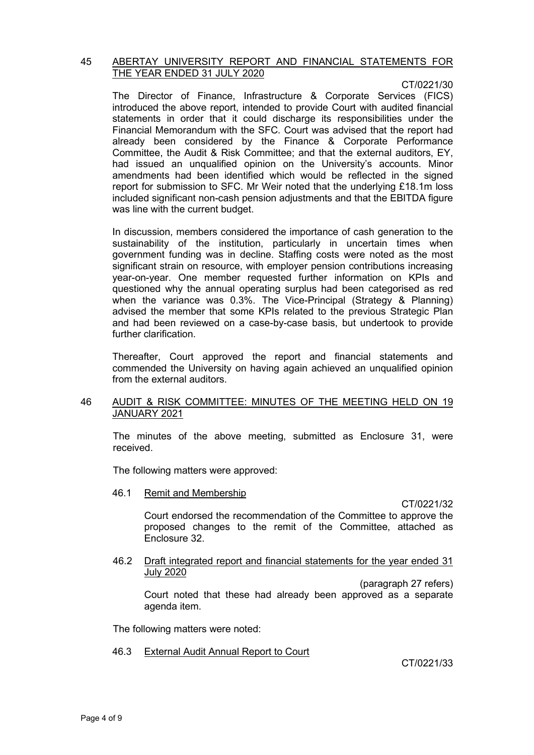## 45 ABERTAY UNIVERSITY REPORT AND FINANCIAL STATEMENTS FOR THE YEAR ENDED 31 JULY 2020

CT/0221/30

The Director of Finance, Infrastructure & Corporate Services (FICS) introduced the above report, intended to provide Court with audited financial statements in order that it could discharge its responsibilities under the Financial Memorandum with the SFC. Court was advised that the report had already been considered by the Finance & Corporate Performance Committee, the Audit & Risk Committee; and that the external auditors, EY, had issued an unqualified opinion on the University's accounts. Minor amendments had been identified which would be reflected in the signed report for submission to SFC. Mr Weir noted that the underlying £18.1m loss included significant non-cash pension adjustments and that the EBITDA figure was line with the current budget.

In discussion, members considered the importance of cash generation to the sustainability of the institution, particularly in uncertain times when government funding was in decline. Staffing costs were noted as the most significant strain on resource, with employer pension contributions increasing year-on-year. One member requested further information on KPIs and questioned why the annual operating surplus had been categorised as red when the variance was 0.3%. The Vice-Principal (Strategy & Planning) advised the member that some KPIs related to the previous Strategic Plan and had been reviewed on a case-by-case basis, but undertook to provide further clarification.

Thereafter, Court approved the report and financial statements and commended the University on having again achieved an unqualified opinion from the external auditors.

## 46 AUDIT & RISK COMMITTEE: MINUTES OF THE MEETING HELD ON 19 JANUARY 2021

The minutes of the above meeting, submitted as Enclosure 31, were received.

The following matters were approved:

### 46.1 Remit and Membership

CT/0221/32

Court endorsed the recommendation of the Committee to approve the proposed changes to the remit of the Committee, attached as Enclosure 32.

### 46.2 Draft integrated report and financial statements for the year ended 31 July 2020

(paragraph 27 refers)

Court noted that these had already been approved as a separate agenda item.

The following matters were noted:

### 46.3 External Audit Annual Report to Court

CT/0221/33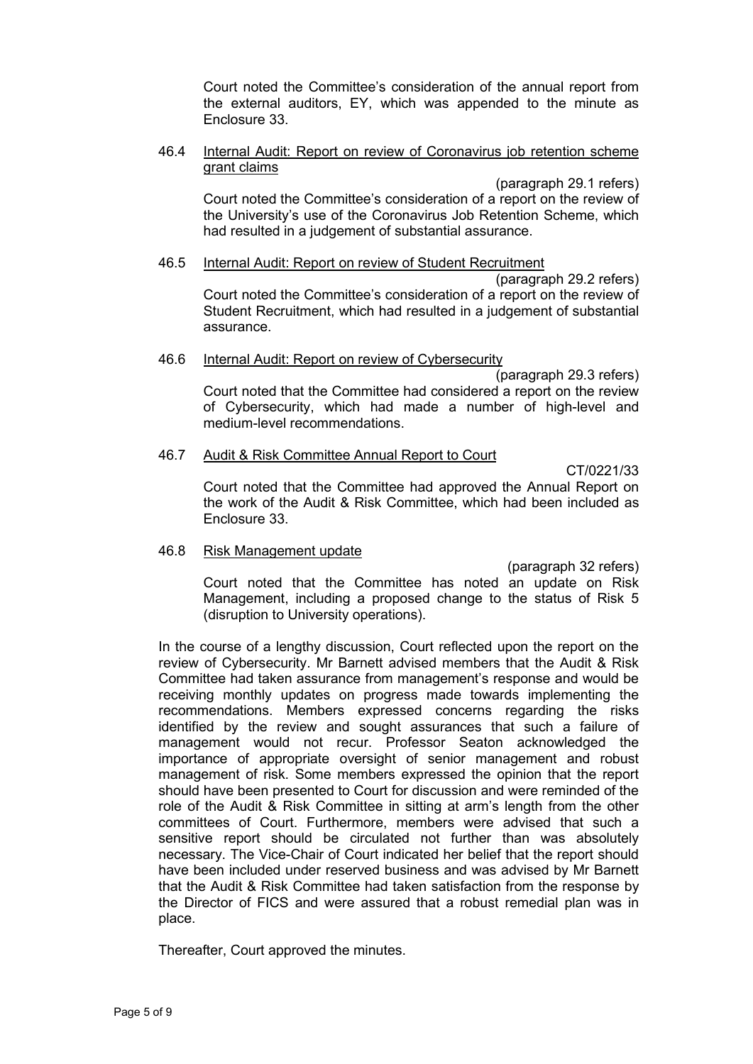Court noted the Committee's consideration of the annual report from the external auditors, EY, which was appended to the minute as Enclosure 33.

46.4 Internal Audit: Report on review of Coronavirus job retention scheme grant claims

(paragraph 29.1 refers)

Court noted the Committee's consideration of a report on the review of the University's use of the Coronavirus Job Retention Scheme, which had resulted in a judgement of substantial assurance.

46.5 Internal Audit: Report on review of Student Recruitment

(paragraph 29.2 refers)

Court noted the Committee's consideration of a report on the review of Student Recruitment, which had resulted in a judgement of substantial assurance.

46.6 Internal Audit: Report on review of Cybersecurity

(paragraph 29.3 refers)

Court noted that the Committee had considered a report on the review of Cybersecurity, which had made a number of high-level and medium-level recommendations.

46.7 Audit & Risk Committee Annual Report to Court

CT/0221/33

Court noted that the Committee had approved the Annual Report on the work of the Audit & Risk Committee, which had been included as Enclosure 33.

46.8 Risk Management update

(paragraph 32 refers)

Court noted that the Committee has noted an update on Risk Management, including a proposed change to the status of Risk 5 (disruption to University operations).

In the course of a lengthy discussion, Court reflected upon the report on the review of Cybersecurity. Mr Barnett advised members that the Audit & Risk Committee had taken assurance from management's response and would be receiving monthly updates on progress made towards implementing the recommendations. Members expressed concerns regarding the risks identified by the review and sought assurances that such a failure of management would not recur. Professor Seaton acknowledged the importance of appropriate oversight of senior management and robust management of risk. Some members expressed the opinion that the report should have been presented to Court for discussion and were reminded of the role of the Audit & Risk Committee in sitting at arm's length from the other committees of Court. Furthermore, members were advised that such a sensitive report should be circulated not further than was absolutely necessary. The Vice-Chair of Court indicated her belief that the report should have been included under reserved business and was advised by Mr Barnett that the Audit & Risk Committee had taken satisfaction from the response by the Director of FICS and were assured that a robust remedial plan was in place.

Thereafter, Court approved the minutes.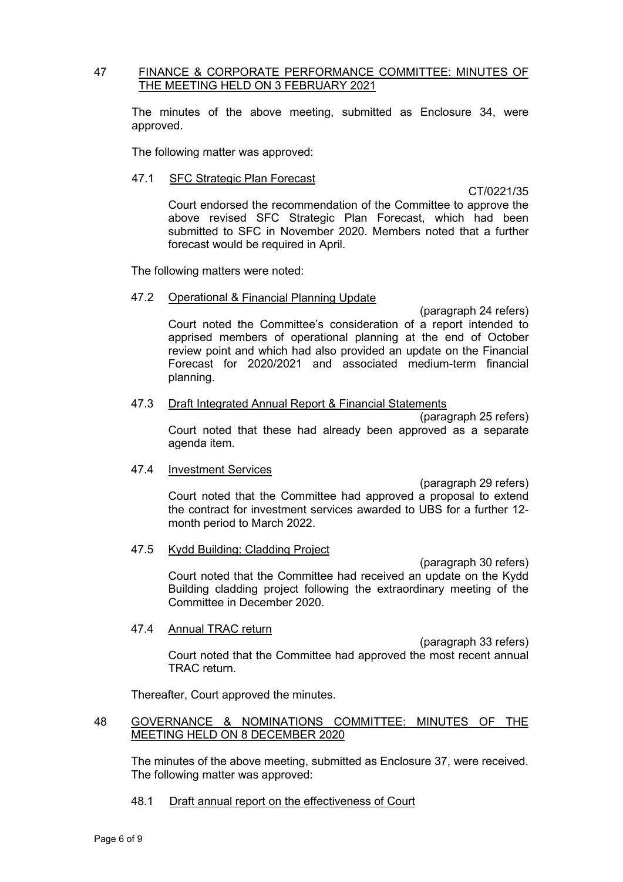## 47 FINANCE & CORPORATE PERFORMANCE COMMITTEE: MINUTES OF THE MEETING HELD ON 3 FEBRUARY 2021

The minutes of the above meeting, submitted as Enclosure 34, were approved.

The following matter was approved:

### 47.1 SFC Strategic Plan Forecast

CT/0221/35

Court endorsed the recommendation of the Committee to approve the above revised SFC Strategic Plan Forecast, which had been submitted to SFC in November 2020. Members noted that a further forecast would be required in April.

The following matters were noted:

### 47.2 Operational & Financial Planning Update

(paragraph 24 refers)

Court noted the Committee's consideration of a report intended to apprised members of operational planning at the end of October review point and which had also provided an update on the Financial Forecast for 2020/2021 and associated medium-term financial planning.

### 47.3 Draft Integrated Annual Report & Financial Statements

(paragraph 25 refers)

Court noted that these had already been approved as a separate agenda item.

### 47.4 Investment Services

(paragraph 29 refers)

Court noted that the Committee had approved a proposal to extend the contract for investment services awarded to UBS for a further 12-month period to March 2022.

### 47.5 Kydd Building: Cladding Project

(paragraph 30 refers)

Court noted that the Committee had received an update on the Kydd Building cladding project following the extraordinary meeting of the Committee in December 2020.

### 47.4 Annual TRAC return

(paragraph 33 refers)

Court noted that the Committee had approved the most recent annual TRAC return.

Thereafter, Court approved the minutes.

## 48 GOVERNANCE & NOMINATIONS COMMITTEE: MINUTES OF THE MEETING HELD ON 8 DECEMBER 2020

The minutes of the above meeting, submitted as Enclosure 37, were received. The following matter was approved:

### 48.1 Draft annual report on the effectiveness of Court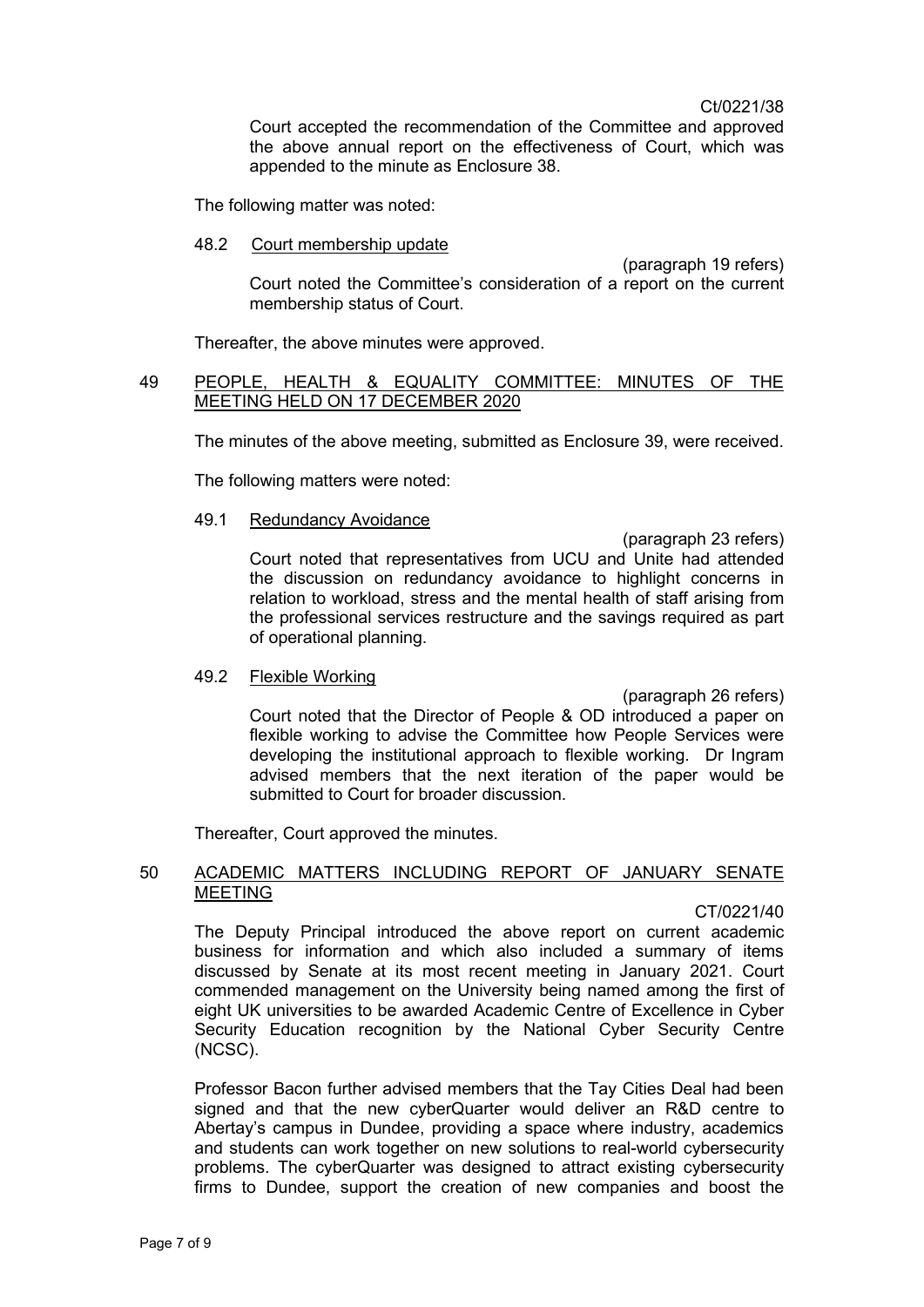Ct/0221/38

Court accepted the recommendation of the Committee and approved the above annual report on the effectiveness of Court, which was appended to the minute as Enclosure 38.

The following matter was noted:

48.2 Court membership update

(paragraph 19 refers)

Court noted the Committee's consideration of a report on the current membership status of Court.

Thereafter, the above minutes were approved.

## 49 PEOPLE, HEALTH & EQUALITY COMMITTEE: MINUTES OF THE MEETING HELD ON 17 DECEMBER 2020

The minutes of the above meeting, submitted as Enclosure 39, were received.

The following matters were noted:

49.1 Redundancy Avoidance

(paragraph 23 refers)

Court noted that representatives from UCU and Unite had attended the discussion on redundancy avoidance to highlight concerns in relation to workload, stress and the mental health of staff arising from the professional services restructure and the savings required as part of operational planning.

49.2 Flexible Working

(paragraph 26 refers)

Court noted that the Director of People & OD introduced a paper on flexible working to advise the Committee how People Services were developing the institutional approach to flexible working. Dr Ingram advised members that the next iteration of the paper would be submitted to Court for broader discussion.

Thereafter, Court approved the minutes.

## 50 ACADEMIC MATTERS INCLUDING REPORT OF JANUARY SENATE MEETING

CT/0221/40

The Deputy Principal introduced the above report on current academic business for information and which also included a summary of items discussed by Senate at its most recent meeting in January 2021. Court commended management on the University being named among the first of eight UK universities to be awarded Academic Centre of Excellence in Cyber Security Education recognition by the National Cyber Security Centre (NCSC).

Professor Bacon further advised members that the Tay Cities Deal had been signed and that the new cyberQuarter would deliver an R&D centre to Abertay's campus in Dundee, providing a space where industry, academics and students can work together on new solutions to real-world cybersecurity problems. The cyberQuarter was designed to attract existing cybersecurity firms to Dundee, support the creation of new companies and boost the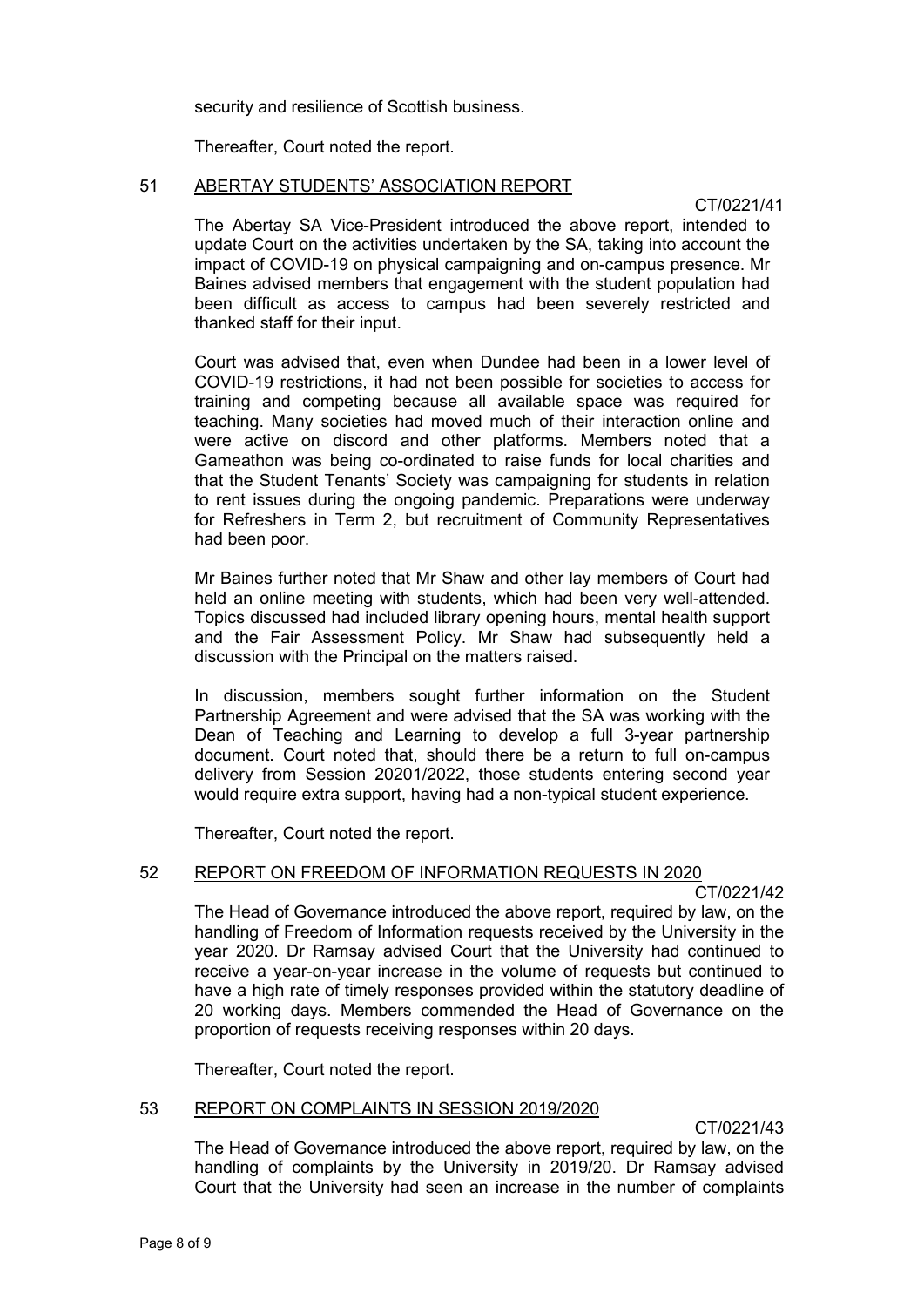security and resilience of Scottish business.

Thereafter, Court noted the report.

## 51 ABERTAY STUDENTS' ASSOCIATION REPORT

CT/0221/41

The Abertay SA Vice-President introduced the above report, intended to update Court on the activities undertaken by the SA, taking into account the impact of COVID-19 on physical campaigning and on-campus presence. Mr Baines advised members that engagement with the student population had been difficult as access to campus had been severely restricted and thanked staff for their input.

Court was advised that, even when Dundee had been in a lower level of COVID-19 restrictions, it had not been possible for societies to access for training and competing because all available space was required for teaching. Many societies had moved much of their interaction online and were active on discord and other platforms. Members noted that a Gameathon was being co-ordinated to raise funds for local charities and that the Student Tenants' Society was campaigning for students in relation to rent issues during the ongoing pandemic. Preparations were underway for Refreshers in Term 2, but recruitment of Community Representatives had been poor.

Mr Baines further noted that Mr Shaw and other lay members of Court had held an online meeting with students, which had been very well-attended. Topics discussed had included library opening hours, mental health support and the Fair Assessment Policy. Mr Shaw had subsequently held a discussion with the Principal on the matters raised.

In discussion, members sought further information on the Student Partnership Agreement and were advised that the SA was working with the Dean of Teaching and Learning to develop a full 3-year partnership document. Court noted that, should there be a return to full on-campus delivery from Session 20201/2022, those students entering second year would require extra support, having had a non-typical student experience.

Thereafter, Court noted the report.

## 52 REPORT ON FREEDOM OF INFORMATION REQUESTS IN 2020

CT/0221/42

The Head of Governance introduced the above report, required by law, on the handling of Freedom of Information requests received by the University in the year 2020. Dr Ramsay advised Court that the University had continued to receive a year-on-year increase in the volume of requests but continued to have a high rate of timely responses provided within the statutory deadline of 20 working days. Members commended the Head of Governance on the proportion of requests receiving responses within 20 days.

Thereafter, Court noted the report.

## 53 REPORT ON COMPLAINTS IN SESSION 2019/2020

CT/0221/43

The Head of Governance introduced the above report, required by law, on the handling of complaints by the University in 2019/20. Dr Ramsay advised Court that the University had seen an increase in the number of complaints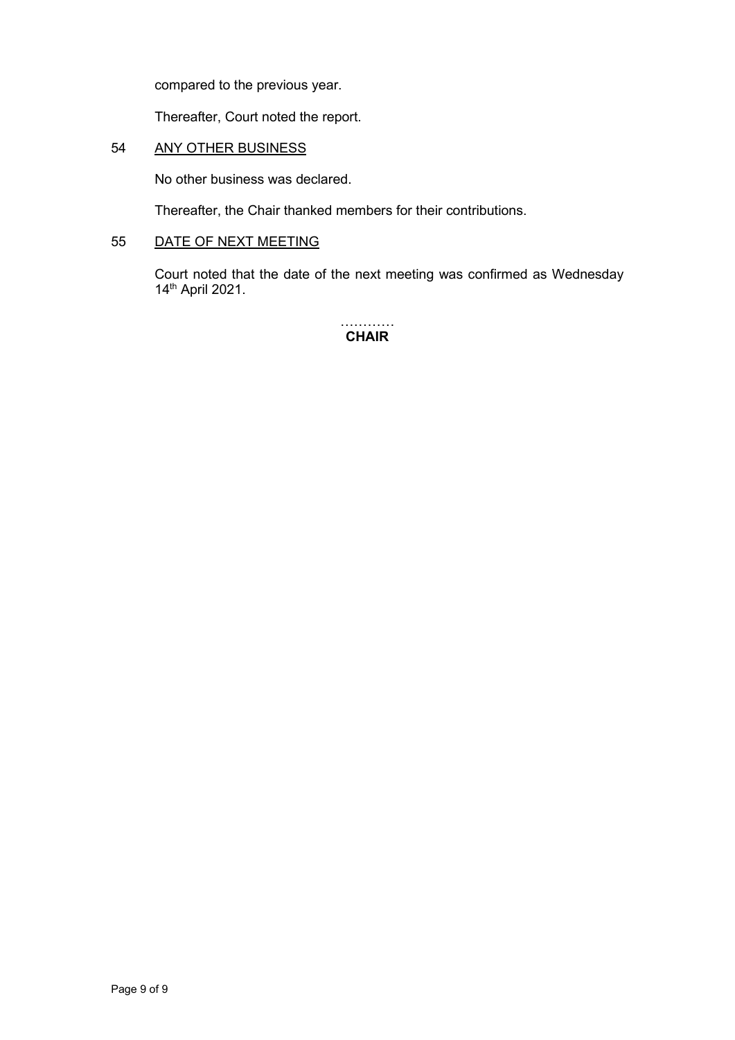compared to the previous year.

Thereafter, Court noted the report.

54 ANY OTHER BUSINESS

No other business was declared.

Thereafter, the Chair thanked members for their contributions.

55 DATE OF NEXT MEETING

Court noted that the date of the next meeting was confirmed as Wednesday 14th April 2021.

…………
**CHAIR**